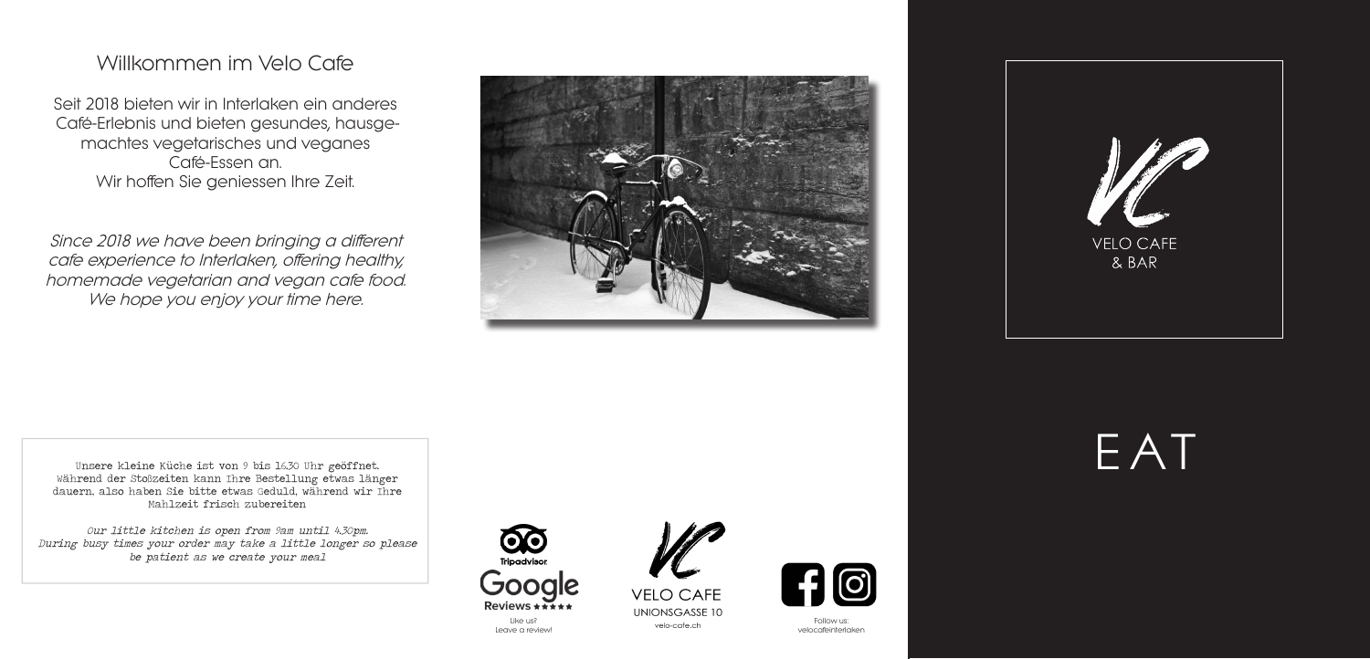## Willkommen im Velo Cafe

Seit 2018 bieten wir in Interlaken ein anderes Café-Erlebnis und bieten gesundes, hausgemachtes vegetarisches und veganes Café-Essen an.
Wir hoffen Sie geniessen Ihre Zeit.

*Since 2018 we have been bringing a different cafe experience to Interlaken, offering healthy, homemade vegetarian and vegan cafe food.*
*We hope you enjoy your time here.*

Unsere kleine Küche ist von 9 bis 16.30 Uhr geöffnet.
Während der Stoßzeiten kann Ihre Bestellung etwas länger dauern, also haben Sie bitte etwas Geduld, während wir Ihre Mahlzeit frisch zubereiten

*Our little kitchen is open from 9am until 4.30pm.*
*During busy times your order may take a little longer so please be patient as we create your meal*

Tripadvisor
Google Reviews ★★★★★
Like us?
Leave a review!

VC
VELO CAFE
UNIONSGASSE 10
velo-cafe.ch

Follow us:
velocafeinterlaken

VC
VELO CAFE
& BAR

# EAT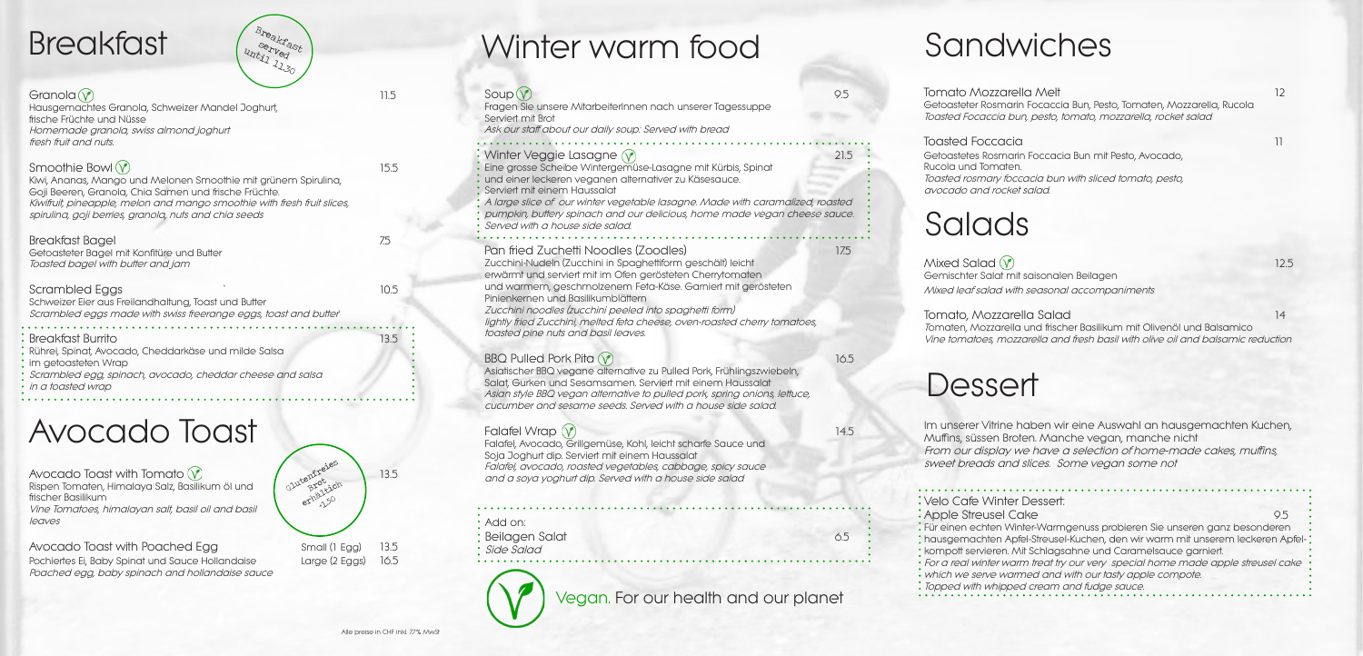# Breakfast

Breakfast served until 11.30

**Granola** 11.5
Hausgemachtes Granola, Schweizer Mandel Joghurt, frische Früchte und Nüsse
*Homemade granola, swiss almond joghurt fresh fruit and nuts.*

**Smoothie Bowl** 15.5
Kiwi, Ananas, Mango und Melonen Smoothie mit grünem Spirulina, Goji Beeren, Granola, Chia Samen und frische Früchte.
*Kiwifruit, pineapple, melon and mango smoothie with fresh fruit slices, spirulina, goji berries, granola, nuts and chia seeds*

**Breakfast Bagel** 7.5
Getoasteter Bagel mit Konfitüre und Butter
*Toasted bagel with butter and jam*

**Scrambled Eggs** 10.5
Schweizer Eier aus Freilandhaltung, Toast und Butter
*Scrambled eggs made with swiss freerange eggs, toast and butter*

**Breakfast Burrito** 13.5
Rührei, Spinat, Avocado, Cheddarkäse und milde Salsa im getoasteten Wrap
*Scrambled egg, spinach, avocado, cheddar cheese and salsa in a toasted wrap*

# Avocado Toast

Glutenfreies Brot erhältlich +1.50

**Avocado Toast with Tomato** 13.5
Rispen Tomaten, Himalaya Salz, Basilikum öl und frischer Basilikum
*Vine Tomatoes, himalayan salt, basil oil and basil leaves*

**Avocado Toast with Poached Egg** Small (1 Egg) 13.5 / Large (2 Eggs) 16.5
Pochiertes Ei, Baby Spinat und Sauce Hollandaise
*Poached egg, baby spinach and hollandaise sauce*

# Winter warm food

**Soup** 9.5
Fragen Sie unsere MitarbeiterInnen nach unserer Tagessuppe
Serviert mit Brot
*Ask our staff about our daily soup: Served with bread*

**Winter Veggie Lasagne** 21.5
Eine grosse Scheibe Wintergemüse-Lasagne mit Kürbis, Spinat und einer leckeren veganen alternativer zu Käsesauce.
Serviert mit einem Haussalat
*A large slice of our winter vegetable lasagne. Made with caramalized, roasted pumpkin, buttery spinach and our delicious, home made vegan cheese sauce. Served with a house side salad.*

**Pan fried Zuchetti Noodles (Zoodles)** 17.5
Zucchini-Nudeln (Zucchini in Spaghettiform geschält) leicht erwärmt und serviert mit im Ofen gerösteten Cherrytomaten und warmem, geschmolzenem Feta-Käse. Garniert mit gerösteten Pinienkernen und Basilikumblättern
*Zucchini noodles (zucchini peeled into spaghetti form) lightly fried Zucchini, melted feta cheese, oven-roasted cherry tomatoes, toasted pine nuts and basil leaves.*

**BBQ Pulled Pork Pita** 16.5
Asiatischer BBQ vegane alternative zu Pulled Pork, Frühlingszwiebeln, Salat, Gurken und Sesamsamen. Serviert mit einem Haussalat
*Asian style BBQ vegan alternative to pulled pork, spring onions, lettuce, cucumber and sesame seeds. Served with a house side salad.*

**Falafel Wrap** 14.5
Falafel, Avocado, Grillgemüse, Kohl, leicht scharfe Sauce und Soja Joghurt dip. Serviert mit einem Haussalat
*Falafel, avocado, roasted vegetables, cabbage, spicy sauce and a soya yoghurt dip. Served with a house side salad*

Add on:
Beilagen Salat 6.5
*Side Salad*

Vegan. For our health and our planet

# Sandwiches

**Tomato Mozzarella Melt** 12
Getoasteter Rosmarin Focaccia Bun, Pesto, Tomaten, Mozzarella, Rucola
*Toasted Focaccia bun, pesto, tomato, mozzarella, rocket salad*

**Toasted Foccacia** 11
Getoastetes Rosmarin Foccacia Bun mit Pesto, Avocado, Rucola und Tomaten.
*Toasted rosmary foccacia bun with sliced tomato, pesto, avocado and rocket salad.*

# Salads

**Mixed Salad** 12.5
Gemischter Salat mit saisonalen Beilagen
*Mixed leaf salad with seasonal accompaniments*

**Tomato, Mozzarella Salad** 14
Tomaten, Mozzarella und frischer Basilikum mit Olivenöl und Balsamico
*Vine tomatoes, mozzarella and fresh basil with olive oil and balsamic reduction*

# Dessert

Im unserer Vitrine haben wir eine Auswahl an hausgemachten Kuchen, Muffins, süssen Broten. Manche vegan, manche nicht
*From our display we have a selection of home-made cakes, muffins, sweet breads and slices. Some vegan some not*

Velo Cafe Winter Dessert:
**Apple Streusel Cake** 9.5
Für einen echten Winter-Warmgenuss probieren Sie unseren ganz besonderen hausgemachten Apfel-Streusel-Kuchen, den wir warm mit unserem leckeren Apfelkompott servieren. Mit Schlagsahne und Caramelsauce garniert.
*For a real winter warm treat try our very special home made apple streusel cake which we serve warmed and with our tasty apple compote. Topped with whipped cream and fudge sauce.*

Alle preise in CHF inkl. 7.7% MwSt